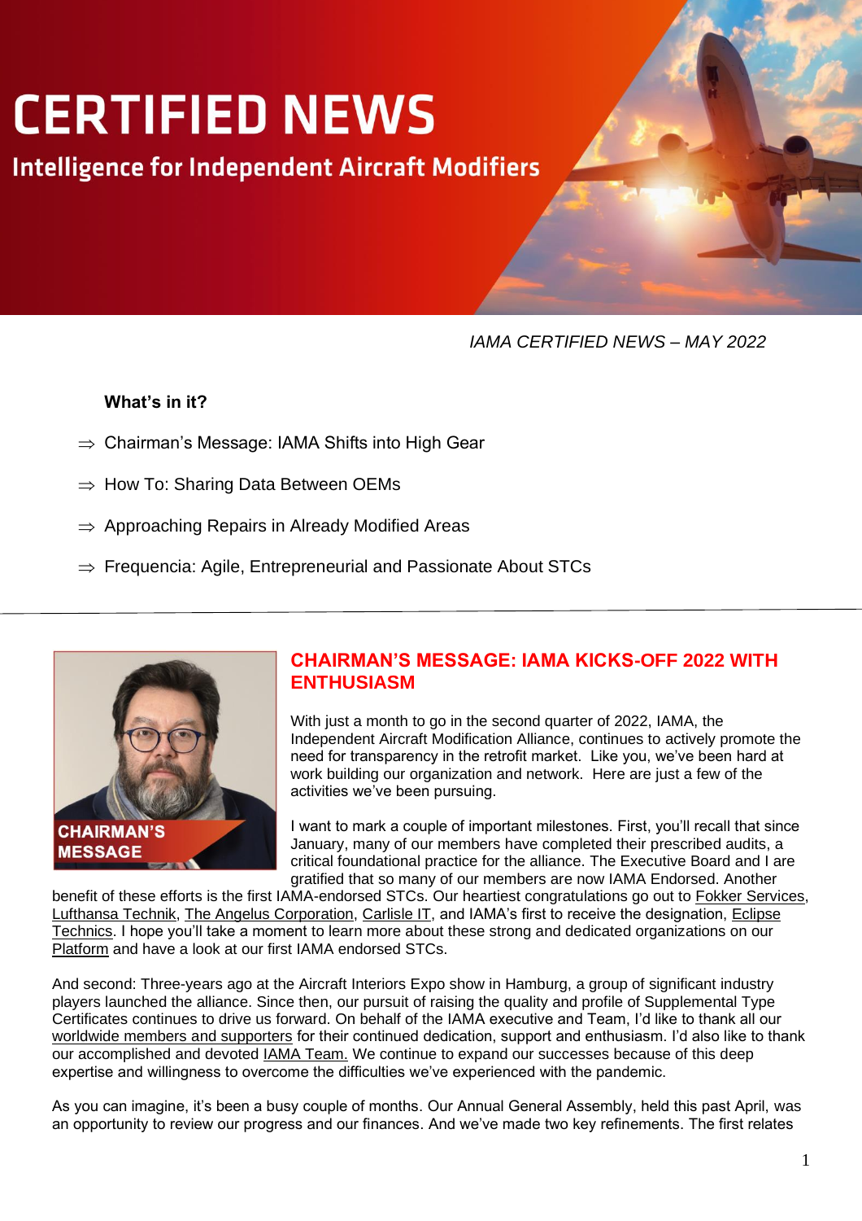# CERTIFIED NEWS

## Intelligence for Independent Aircraft Modifiers

*IAMA CERTIFIED NEWS – MAY 2022*

**What's in it?**

- ⇒ Chairman's Message: IAMA Shifts into High Gear
- ⇒ How To: Sharing Data Between OEMs
- ⇒ Approaching Repairs in Already Modified Areas
- ⇒ Frequencia: Agile, Entrepreneurial and Passionate About STCs

---

CHAIRMAN'S MESSAGE

## CHAIRMAN'S MESSAGE: IAMA KICKS-OFF 2022 WITH ENTHUSIASM

With just a month to go in the second quarter of 2022, IAMA, the Independent Aircraft Modification Alliance, continues to actively promote the need for transparency in the retrofit market. Like you, we've been hard at work building our organization and network. Here are just a few of the activities we've been pursuing.

I want to mark a couple of important milestones. First, you'll recall that since January, many of our members have completed their prescribed audits, a critical foundational practice for the alliance. The Executive Board and I are gratified that so many of our members are now IAMA Endorsed. Another benefit of these efforts is the first IAMA-endorsed STCs. Our heartiest congratulations go out to Fokker Services, Lufthansa Technik, The Angelus Corporation, Carlisle IT, and IAMA's first to receive the designation, Eclipse Technics. I hope you'll take a moment to learn more about these strong and dedicated organizations on our Platform and have a look at our first IAMA endorsed STCs.

And second: Three-years ago at the Aircraft Interiors Expo show in Hamburg, a group of significant industry players launched the alliance. Since then, our pursuit of raising the quality and profile of Supplemental Type Certificates continues to drive us forward. On behalf of the IAMA executive and Team, I'd like to thank all our worldwide members and supporters for their continued dedication, support and enthusiasm. I'd also like to thank our accomplished and devoted IAMA Team. We continue to expand our successes because of this deep expertise and willingness to overcome the difficulties we've experienced with the pandemic.

As you can imagine, it's been a busy couple of months. Our Annual General Assembly, held this past April, was an opportunity to review our progress and our finances. And we've made two key refinements. The first relates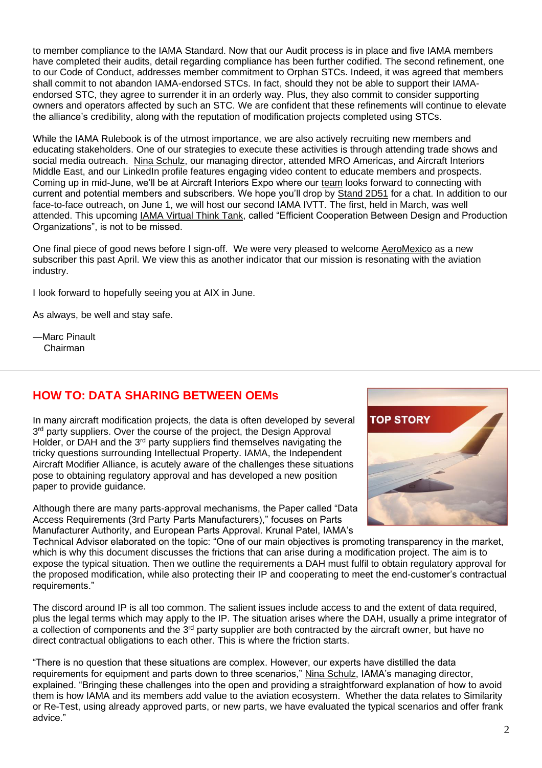to member compliance to the IAMA Standard. Now that our Audit process is in place and five IAMA members have completed their audits, detail regarding compliance has been further codified. The second refinement, one to our Code of Conduct, addresses member commitment to Orphan STCs. Indeed, it was agreed that members shall commit to not abandon IAMA-endorsed STCs. In fact, should they not be able to support their IAMA-endorsed STC, they agree to surrender it in an orderly way. Plus, they also commit to consider supporting owners and operators affected by such an STC. We are confident that these refinements will continue to elevate the alliance's credibility, along with the reputation of modification projects completed using STCs.

While the IAMA Rulebook is of the utmost importance, we are also actively recruiting new members and educating stakeholders. One of our strategies to execute these activities is through attending trade shows and social media outreach. Nina Schulz, our managing director, attended MRO Americas, and Aircraft Interiors Middle East, and our LinkedIn profile features engaging video content to educate members and prospects. Coming up in mid-June, we'll be at Aircraft Interiors Expo where our team looks forward to connecting with current and potential members and subscribers. We hope you'll drop by Stand 2D51 for a chat. In addition to our face-to-face outreach, on June 1, we will host our second IAMA IVTT. The first, held in March, was well attended. This upcoming IAMA Virtual Think Tank, called "Efficient Cooperation Between Design and Production Organizations", is not to be missed.

One final piece of good news before I sign-off. We were very pleased to welcome AeroMexico as a new subscriber this past April. We view this as another indicator that our mission is resonating with the aviation industry.

I look forward to hopefully seeing you at AIX in June.

As always, be well and stay safe.

—Marc Pinault
Chairman

---

## HOW TO: DATA SHARING BETWEEN OEMs

TOP STORY

In many aircraft modification projects, the data is often developed by several 3rd party suppliers. Over the course of the project, the Design Approval Holder, or DAH and the 3rd party suppliers find themselves navigating the tricky questions surrounding Intellectual Property. IAMA, the Independent Aircraft Modifier Alliance, is acutely aware of the challenges these situations pose to obtaining regulatory approval and has developed a new position paper to provide guidance.

Although there are many parts-approval mechanisms, the Paper called "Data Access Requirements (3rd Party Parts Manufacturers)," focuses on Parts Manufacturer Authority, and European Parts Approval. Krunal Patel, IAMA's Technical Advisor elaborated on the topic: "One of our main objectives is promoting transparency in the market, which is why this document discusses the frictions that can arise during a modification project. The aim is to expose the typical situation. Then we outline the requirements a DAH must fulfil to obtain regulatory approval for the proposed modification, while also protecting their IP and cooperating to meet the end-customer's contractual requirements."

The discord around IP is all too common. The salient issues include access to and the extent of data required, plus the legal terms which may apply to the IP. The situation arises where the DAH, usually a prime integrator of a collection of components and the 3rd party supplier are both contracted by the aircraft owner, but have no direct contractual obligations to each other. This is where the friction starts.

"There is no question that these situations are complex. However, our experts have distilled the data requirements for equipment and parts down to three scenarios," Nina Schulz, IAMA's managing director, explained. "Bringing these challenges into the open and providing a straightforward explanation of how to avoid them is how IAMA and its members add value to the aviation ecosystem. Whether the data relates to Similarity or Re-Test, using already approved parts, or new parts, we have evaluated the typical scenarios and offer frank advice."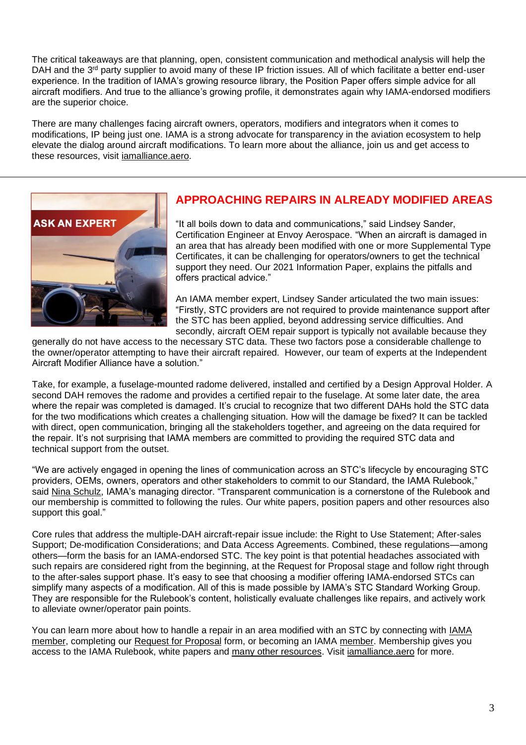The critical takeaways are that planning, open, consistent communication and methodical analysis will help the DAH and the 3rd party supplier to avoid many of these IP friction issues. All of which facilitate a better end-user experience. In the tradition of IAMA's growing resource library, the Position Paper offers simple advice for all aircraft modifiers. And true to the alliance's growing profile, it demonstrates again why IAMA-endorsed modifiers are the superior choice.

There are many challenges facing aircraft owners, operators, modifiers and integrators when it comes to modifications, IP being just one. IAMA is a strong advocate for transparency in the aviation ecosystem to help elevate the dialog around aircraft modifications. To learn more about the alliance, join us and get access to these resources, visit iamalliance.aero.

---

ASK AN EXPERT

## APPROACHING REPAIRS IN ALREADY MODIFIED AREAS

"It all boils down to data and communications," said Lindsey Sander, Certification Engineer at Envoy Aerospace. "When an aircraft is damaged in an area that has already been modified with one or more Supplemental Type Certificates, it can be challenging for operators/owners to get the technical support they need. Our 2021 Information Paper, explains the pitfalls and offers practical advice."

An IAMA member expert, Lindsey Sander articulated the two main issues: "Firstly, STC providers are not required to provide maintenance support after the STC has been applied, beyond addressing service difficulties. And secondly, aircraft OEM repair support is typically not available because they generally do not have access to the necessary STC data. These two factors pose a considerable challenge to the owner/operator attempting to have their aircraft repaired. However, our team of experts at the Independent Aircraft Modifier Alliance have a solution."

Take, for example, a fuselage-mounted radome delivered, installed and certified by a Design Approval Holder. A second DAH removes the radome and provides a certified repair to the fuselage. At some later date, the area where the repair was completed is damaged. It's crucial to recognize that two different DAHs hold the STC data for the two modifications which creates a challenging situation. How will the damage be fixed? It can be tackled with direct, open communication, bringing all the stakeholders together, and agreeing on the data required for the repair. It's not surprising that IAMA members are committed to providing the required STC data and technical support from the outset.

"We are actively engaged in opening the lines of communication across an STC's lifecycle by encouraging STC providers, OEMs, owners, operators and other stakeholders to commit to our Standard, the IAMA Rulebook," said Nina Schulz, IAMA's managing director. "Transparent communication is a cornerstone of the Rulebook and our membership is committed to following the rules. Our white papers, position papers and other resources also support this goal."

Core rules that address the multiple-DAH aircraft-repair issue include: the Right to Use Statement; After-sales Support; De-modification Considerations; and Data Access Agreements. Combined, these regulations—among others—form the basis for an IAMA-endorsed STC. The key point is that potential headaches associated with such repairs are considered right from the beginning, at the Request for Proposal stage and follow right through to the after-sales support phase. It's easy to see that choosing a modifier offering IAMA-endorsed STCs can simplify many aspects of a modification. All of this is made possible by IAMA's STC Standard Working Group. They are responsible for the Rulebook's content, holistically evaluate challenges like repairs, and actively work to alleviate owner/operator pain points.

You can learn more about how to handle a repair in an area modified with an STC by connecting with IAMA member, completing our Request for Proposal form, or becoming an IAMA member. Membership gives you access to the IAMA Rulebook, white papers and many other resources. Visit iamalliance.aero for more.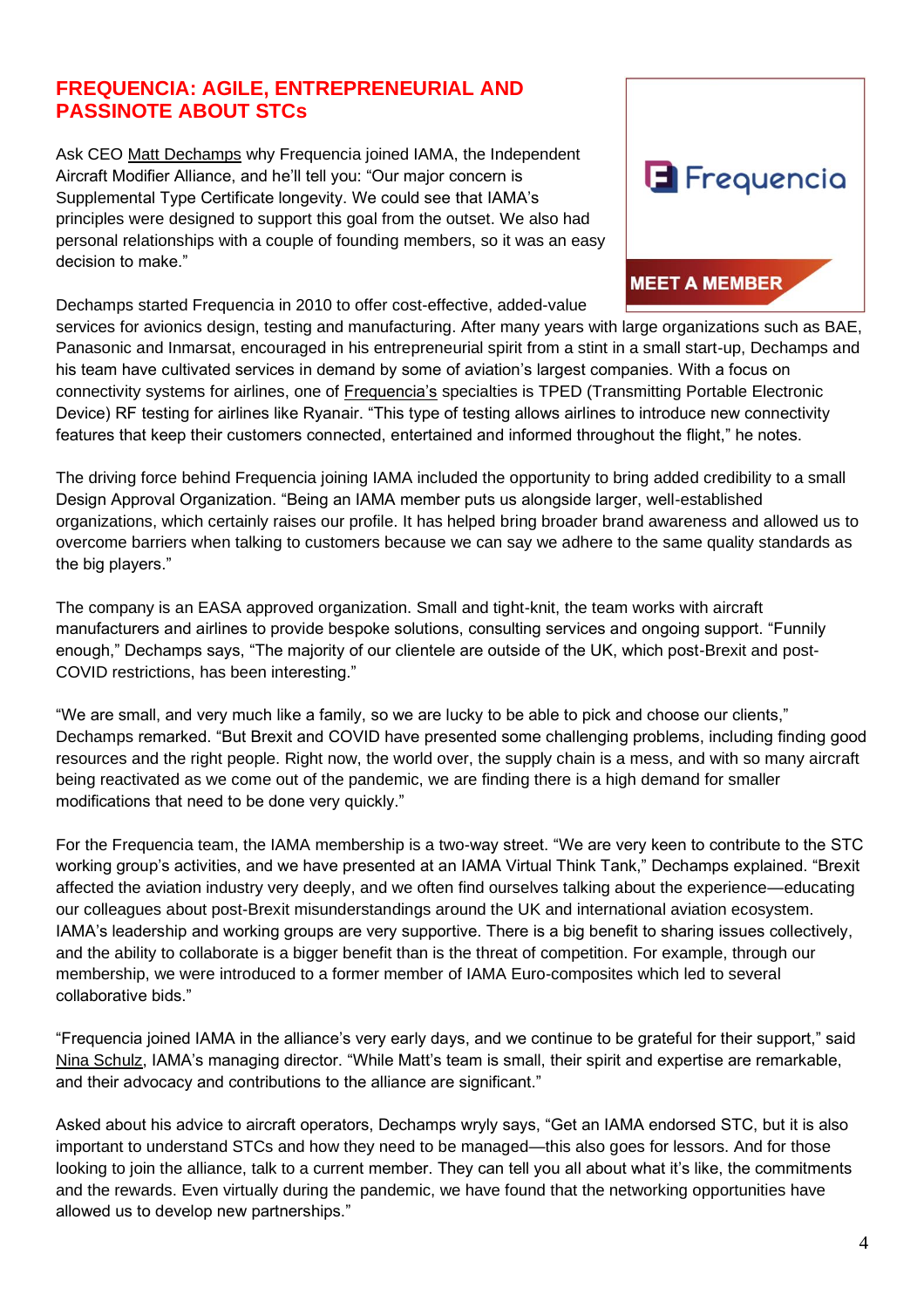## FREQUENCIA: AGILE, ENTREPRENEURIAL AND PASSINOTE ABOUT STCs

Frequencia

MEET A MEMBER

Ask CEO Matt Dechamps why Frequencia joined IAMA, the Independent Aircraft Modifier Alliance, and he'll tell you: "Our major concern is Supplemental Type Certificate longevity. We could see that IAMA's principles were designed to support this goal from the outset. We also had personal relationships with a couple of founding members, so it was an easy decision to make."

Dechamps started Frequencia in 2010 to offer cost-effective, added-value services for avionics design, testing and manufacturing. After many years with large organizations such as BAE, Panasonic and Inmarsat, encouraged in his entrepreneurial spirit from a stint in a small start-up, Dechamps and his team have cultivated services in demand by some of aviation's largest companies. With a focus on connectivity systems for airlines, one of Frequencia's specialties is TPED (Transmitting Portable Electronic Device) RF testing for airlines like Ryanair. "This type of testing allows airlines to introduce new connectivity features that keep their customers connected, entertained and informed throughout the flight," he notes.

The driving force behind Frequencia joining IAMA included the opportunity to bring added credibility to a small Design Approval Organization. "Being an IAMA member puts us alongside larger, well-established organizations, which certainly raises our profile. It has helped bring broader brand awareness and allowed us to overcome barriers when talking to customers because we can say we adhere to the same quality standards as the big players."

The company is an EASA approved organization. Small and tight-knit, the team works with aircraft manufacturers and airlines to provide bespoke solutions, consulting services and ongoing support. "Funnily enough," Dechamps says, "The majority of our clientele are outside of the UK, which post-Brexit and post-COVID restrictions, has been interesting."

"We are small, and very much like a family, so we are lucky to be able to pick and choose our clients," Dechamps remarked. "But Brexit and COVID have presented some challenging problems, including finding good resources and the right people. Right now, the world over, the supply chain is a mess, and with so many aircraft being reactivated as we come out of the pandemic, we are finding there is a high demand for smaller modifications that need to be done very quickly."

For the Frequencia team, the IAMA membership is a two-way street. "We are very keen to contribute to the STC working group's activities, and we have presented at an IAMA Virtual Think Tank," Dechamps explained. "Brexit affected the aviation industry very deeply, and we often find ourselves talking about the experience—educating our colleagues about post-Brexit misunderstandings around the UK and international aviation ecosystem. IAMA's leadership and working groups are very supportive. There is a big benefit to sharing issues collectively, and the ability to collaborate is a bigger benefit than is the threat of competition. For example, through our membership, we were introduced to a former member of IAMA Euro-composites which led to several collaborative bids."

"Frequencia joined IAMA in the alliance's very early days, and we continue to be grateful for their support," said Nina Schulz, IAMA's managing director. "While Matt's team is small, their spirit and expertise are remarkable, and their advocacy and contributions to the alliance are significant."

Asked about his advice to aircraft operators, Dechamps wryly says, "Get an IAMA endorsed STC, but it is also important to understand STCs and how they need to be managed—this also goes for lessors. And for those looking to join the alliance, talk to a current member. They can tell you all about what it's like, the commitments and the rewards. Even virtually during the pandemic, we have found that the networking opportunities have allowed us to develop new partnerships."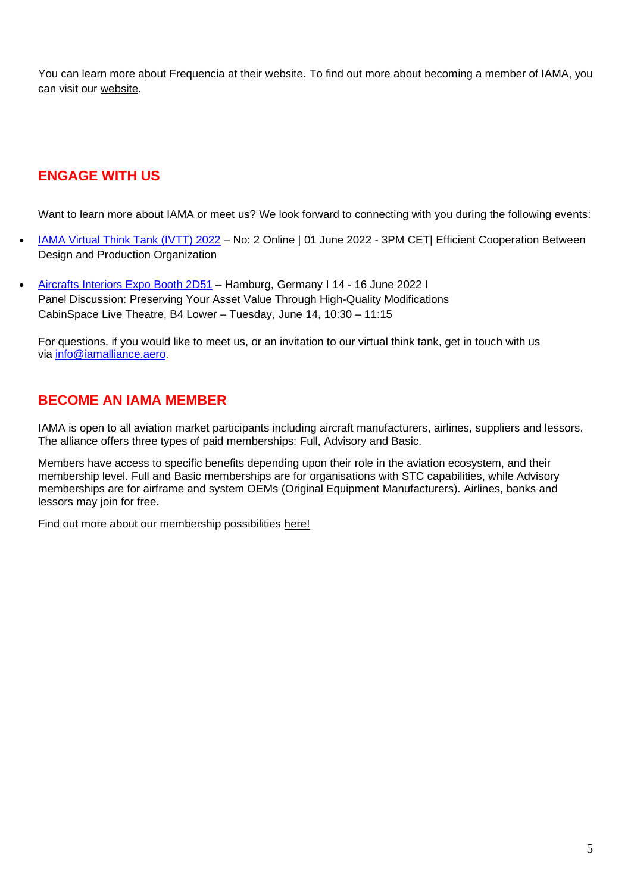You can learn more about Frequencia at their website. To find out more about becoming a member of IAMA, you can visit our website.

## ENGAGE WITH US

Want to learn more about IAMA or meet us? We look forward to connecting with you during the following events:

- IAMA Virtual Think Tank (IVTT) 2022 – No: 2 Online | 01 June 2022 - 3PM CET| Efficient Cooperation Between Design and Production Organization
- Aircrafts Interiors Expo Booth 2D51 – Hamburg, Germany I 14 - 16 June 2022 I
  Panel Discussion: Preserving Your Asset Value Through High-Quality Modifications
  CabinSpace Live Theatre, B4 Lower – Tuesday, June 14, 10:30 – 11:15

For questions, if you would like to meet us, or an invitation to our virtual think tank, get in touch with us via info@iamalliance.aero.

## BECOME AN IAMA MEMBER

IAMA is open to all aviation market participants including aircraft manufacturers, airlines, suppliers and lessors. The alliance offers three types of paid memberships: Full, Advisory and Basic.

Members have access to specific benefits depending upon their role in the aviation ecosystem, and their membership level. Full and Basic memberships are for organisations with STC capabilities, while Advisory memberships are for airframe and system OEMs (Original Equipment Manufacturers). Airlines, banks and lessors may join for free.

Find out more about our membership possibilities here!